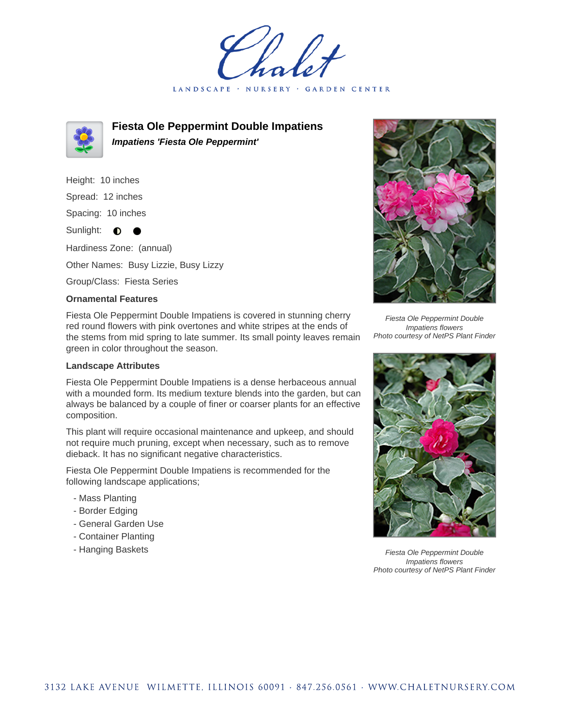Chalet

LANDSCAPE · NURSERY · GARDEN CENTER

# Fiesta Ole Peppermint Double Impatiens

***Impatiens 'Fiesta Ole Peppermint'***

Height: 10 inches

Spread: 12 inches

Spacing: 10 inches

Sunlight: ◐ ●

Hardiness Zone: (annual)

Other Names: Busy Lizzie, Busy Lizzy

Group/Class: Fiesta Series

**Ornamental Features**

Fiesta Ole Peppermint Double Impatiens is covered in stunning cherry red round flowers with pink overtones and white stripes at the ends of the stems from mid spring to late summer. Its small pointy leaves remain green in color throughout the season.

**Landscape Attributes**

Fiesta Ole Peppermint Double Impatiens is a dense herbaceous annual with a mounded form. Its medium texture blends into the garden, but can always be balanced by a couple of finer or coarser plants for an effective composition.

This plant will require occasional maintenance and upkeep, and should not require much pruning, except when necessary, such as to remove dieback. It has no significant negative characteristics.

Fiesta Ole Peppermint Double Impatiens is recommended for the following landscape applications;

- Mass Planting
- Border Edging
- General Garden Use
- Container Planting
- Hanging Baskets

*Fiesta Ole Peppermint Double Impatiens flowers*
*Photo courtesy of NetPS Plant Finder*

*Fiesta Ole Peppermint Double Impatiens flowers*
*Photo courtesy of NetPS Plant Finder*

3132 LAKE AVENUE WILMETTE, ILLINOIS 60091 · 847.256.0561 · WWW.CHALETNURSERY.COM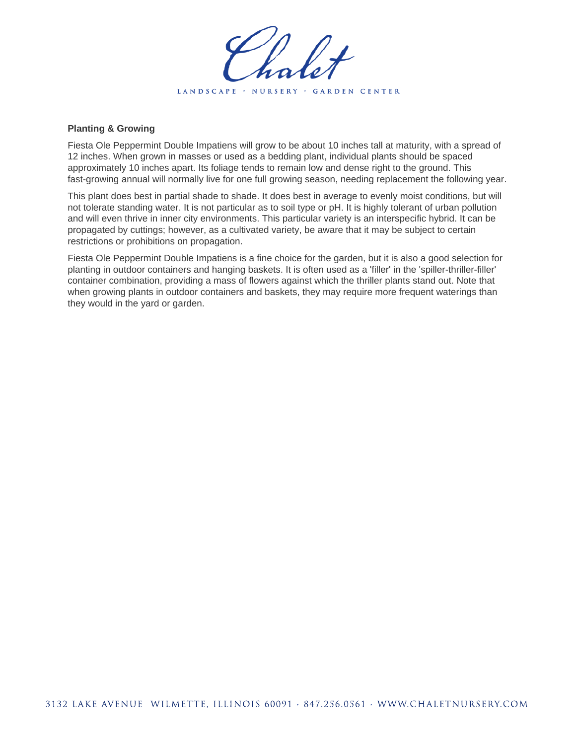**Planting & Growing**

Fiesta Ole Peppermint Double Impatiens will grow to be about 10 inches tall at maturity, with a spread of 12 inches. When grown in masses or used as a bedding plant, individual plants should be spaced approximately 10 inches apart. Its foliage tends to remain low and dense right to the ground. This fast-growing annual will normally live for one full growing season, needing replacement the following year.

This plant does best in partial shade to shade. It does best in average to evenly moist conditions, but will not tolerate standing water. It is not particular as to soil type or pH. It is highly tolerant of urban pollution and will even thrive in inner city environments. This particular variety is an interspecific hybrid. It can be propagated by cuttings; however, as a cultivated variety, be aware that it may be subject to certain restrictions or prohibitions on propagation.

Fiesta Ole Peppermint Double Impatiens is a fine choice for the garden, but it is also a good selection for planting in outdoor containers and hanging baskets. It is often used as a 'filler' in the 'spiller-thriller-filler' container combination, providing a mass of flowers against which the thriller plants stand out. Note that when growing plants in outdoor containers and baskets, they may require more frequent waterings than they would in the yard or garden.